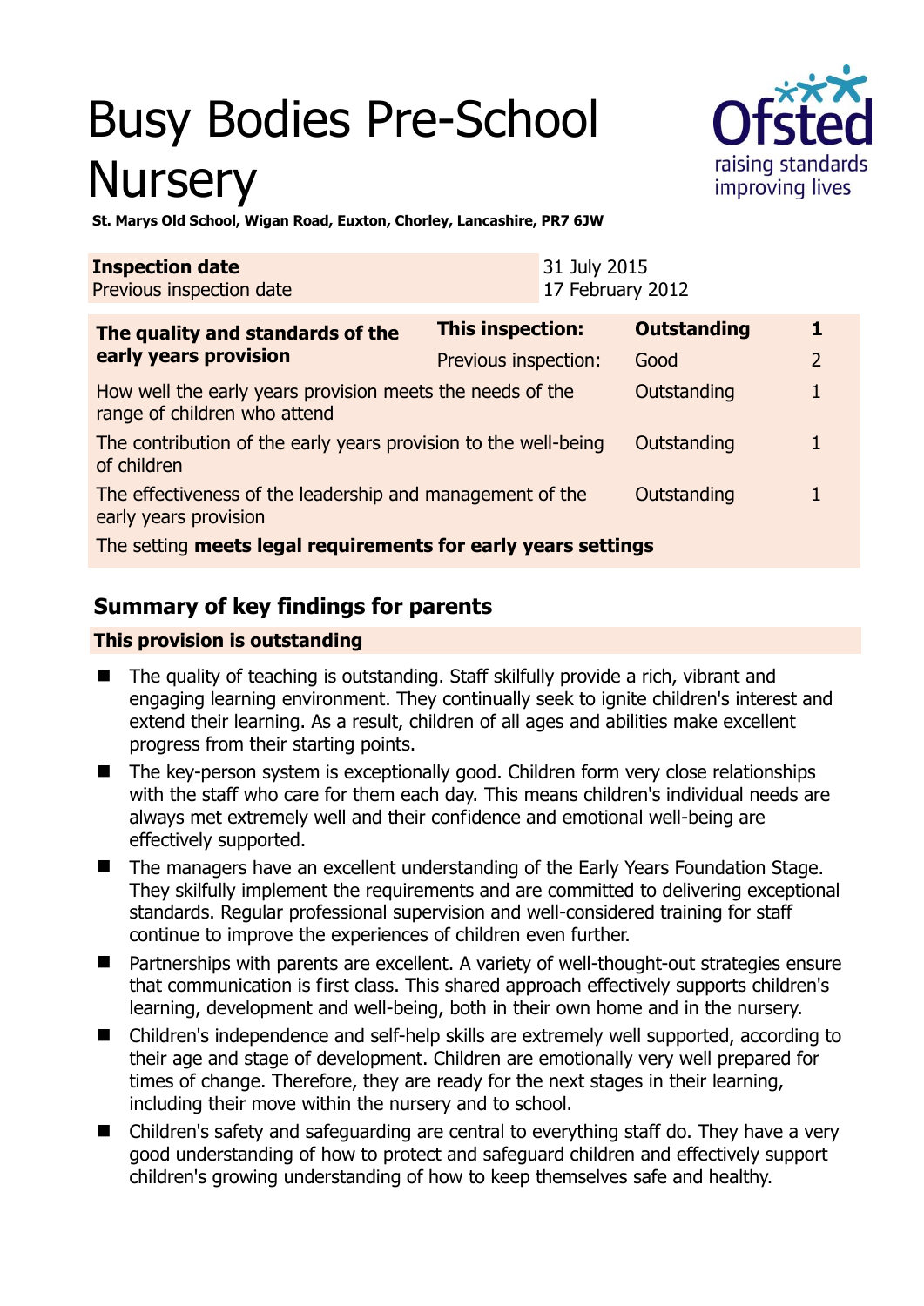# Busy Bodies Pre-School Nursery

**St. Marys Old School, Wigan Road, Euxton, Chorley, Lancashire, PR7 6JW**

| **Inspection date** | 31 July 2015 |
|---|---|
| Previous inspection date | 17 February 2012 |

| **The quality and standards of the early years provision** | **This inspection:** | **Outstanding** | **1** |
|---|---|---|---|
| | Previous inspection: | Good | 2 |
| How well the early years provision meets the needs of the range of children who attend | | Outstanding | 1 |
| The contribution of the early years provision to the well-being of children | | Outstanding | 1 |
| The effectiveness of the leadership and management of the early years provision | | Outstanding | 1 |
| The setting **meets legal requirements for early years settings** | | | |

## Summary of key findings for parents

**This provision is outstanding**

- The quality of teaching is outstanding. Staff skilfully provide a rich, vibrant and engaging learning environment. They continually seek to ignite children's interest and extend their learning. As a result, children of all ages and abilities make excellent progress from their starting points.
- The key-person system is exceptionally good. Children form very close relationships with the staff who care for them each day. This means children's individual needs are always met extremely well and their confidence and emotional well-being are effectively supported.
- The managers have an excellent understanding of the Early Years Foundation Stage. They skilfully implement the requirements and are committed to delivering exceptional standards. Regular professional supervision and well-considered training for staff continue to improve the experiences of children even further.
- Partnerships with parents are excellent. A variety of well-thought-out strategies ensure that communication is first class. This shared approach effectively supports children's learning, development and well-being, both in their own home and in the nursery.
- Children's independence and self-help skills are extremely well supported, according to their age and stage of development. Children are emotionally very well prepared for times of change. Therefore, they are ready for the next stages in their learning, including their move within the nursery and to school.
- Children's safety and safeguarding are central to everything staff do. They have a very good understanding of how to protect and safeguard children and effectively support children's growing understanding of how to keep themselves safe and healthy.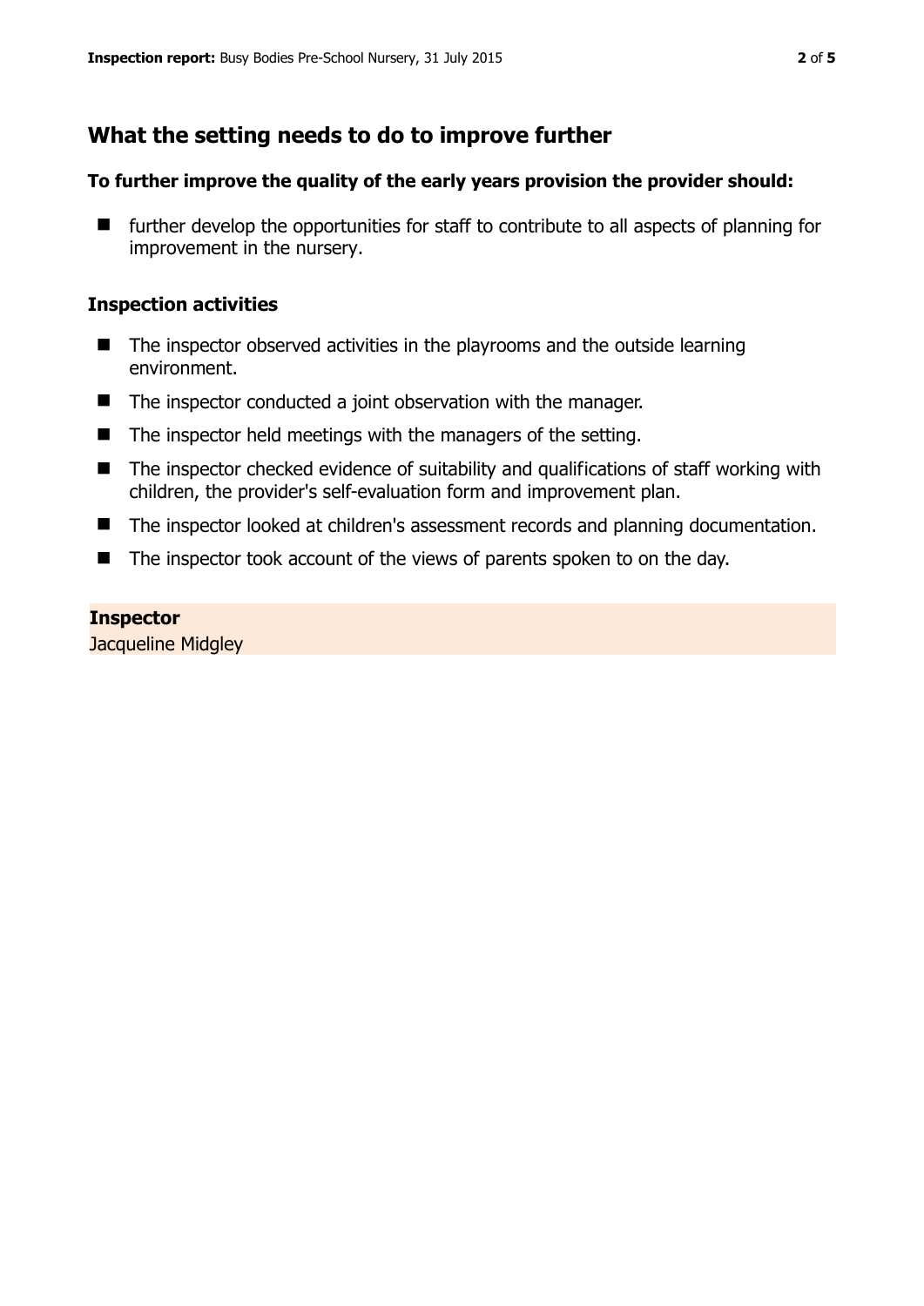## What the setting needs to do to improve further

**To further improve the quality of the early years provision the provider should:**

- further develop the opportunities for staff to contribute to all aspects of planning for improvement in the nursery.

### Inspection activities

- The inspector observed activities in the playrooms and the outside learning environment.
- The inspector conducted a joint observation with the manager.
- The inspector held meetings with the managers of the setting.
- The inspector checked evidence of suitability and qualifications of staff working with children, the provider's self-evaluation form and improvement plan.
- The inspector looked at children's assessment records and planning documentation.
- The inspector took account of the views of parents spoken to on the day.

**Inspector**
Jacqueline Midgley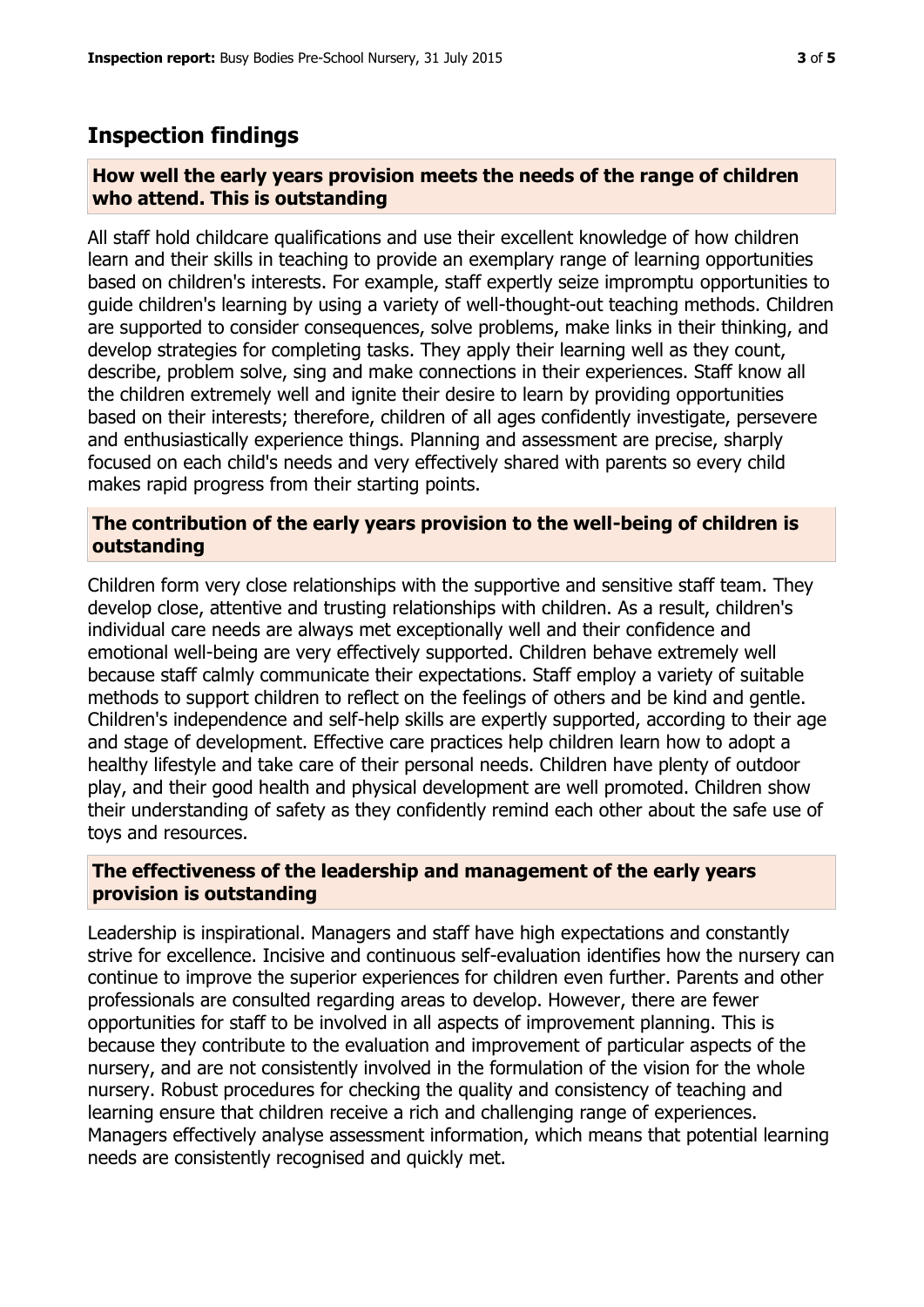## Inspection findings

### How well the early years provision meets the needs of the range of children who attend. This is outstanding

All staff hold childcare qualifications and use their excellent knowledge of how children learn and their skills in teaching to provide an exemplary range of learning opportunities based on children's interests. For example, staff expertly seize impromptu opportunities to guide children's learning by using a variety of well-thought-out teaching methods. Children are supported to consider consequences, solve problems, make links in their thinking, and develop strategies for completing tasks. They apply their learning well as they count, describe, problem solve, sing and make connections in their experiences. Staff know all the children extremely well and ignite their desire to learn by providing opportunities based on their interests; therefore, children of all ages confidently investigate, persevere and enthusiastically experience things. Planning and assessment are precise, sharply focused on each child's needs and very effectively shared with parents so every child makes rapid progress from their starting points.

### The contribution of the early years provision to the well-being of children is outstanding

Children form very close relationships with the supportive and sensitive staff team. They develop close, attentive and trusting relationships with children. As a result, children's individual care needs are always met exceptionally well and their confidence and emotional well-being are very effectively supported. Children behave extremely well because staff calmly communicate their expectations. Staff employ a variety of suitable methods to support children to reflect on the feelings of others and be kind and gentle. Children's independence and self-help skills are expertly supported, according to their age and stage of development. Effective care practices help children learn how to adopt a healthy lifestyle and take care of their personal needs. Children have plenty of outdoor play, and their good health and physical development are well promoted. Children show their understanding of safety as they confidently remind each other about the safe use of toys and resources.

### The effectiveness of the leadership and management of the early years provision is outstanding

Leadership is inspirational. Managers and staff have high expectations and constantly strive for excellence. Incisive and continuous self-evaluation identifies how the nursery can continue to improve the superior experiences for children even further. Parents and other professionals are consulted regarding areas to develop. However, there are fewer opportunities for staff to be involved in all aspects of improvement planning. This is because they contribute to the evaluation and improvement of particular aspects of the nursery, and are not consistently involved in the formulation of the vision for the whole nursery. Robust procedures for checking the quality and consistency of teaching and learning ensure that children receive a rich and challenging range of experiences. Managers effectively analyse assessment information, which means that potential learning needs are consistently recognised and quickly met.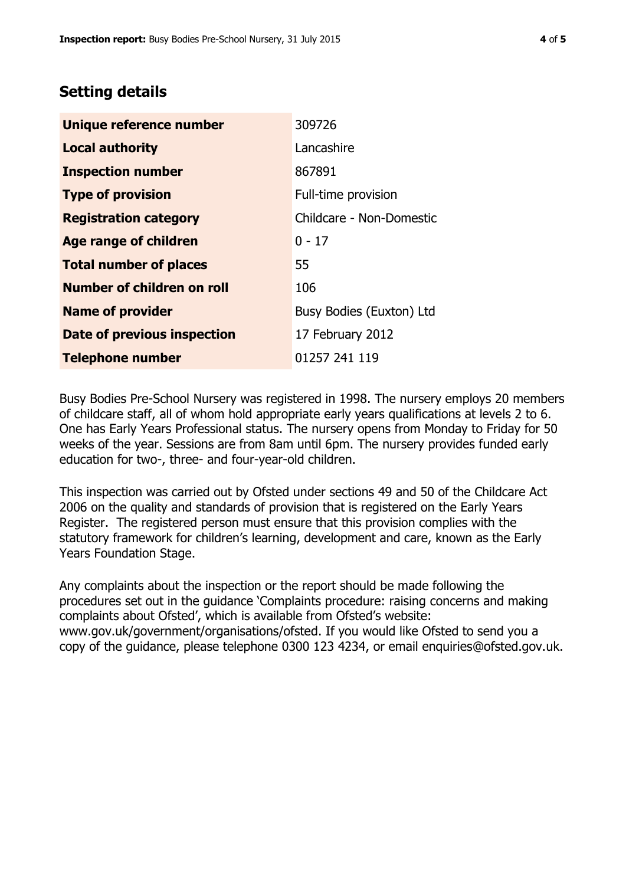## Setting details

| | |
|---|---|
| **Unique reference number** | 309726 |
| **Local authority** | Lancashire |
| **Inspection number** | 867891 |
| **Type of provision** | Full-time provision |
| **Registration category** | Childcare - Non-Domestic |
| **Age range of children** | 0 - 17 |
| **Total number of places** | 55 |
| **Number of children on roll** | 106 |
| **Name of provider** | Busy Bodies (Euxton) Ltd |
| **Date of previous inspection** | 17 February 2012 |
| **Telephone number** | 01257 241 119 |

Busy Bodies Pre-School Nursery was registered in 1998. The nursery employs 20 members of childcare staff, all of whom hold appropriate early years qualifications at levels 2 to 6. One has Early Years Professional status. The nursery opens from Monday to Friday for 50 weeks of the year. Sessions are from 8am until 6pm. The nursery provides funded early education for two-, three- and four-year-old children.

This inspection was carried out by Ofsted under sections 49 and 50 of the Childcare Act 2006 on the quality and standards of provision that is registered on the Early Years Register. The registered person must ensure that this provision complies with the statutory framework for children's learning, development and care, known as the Early Years Foundation Stage.

Any complaints about the inspection or the report should be made following the procedures set out in the guidance 'Complaints procedure: raising concerns and making complaints about Ofsted', which is available from Ofsted's website: www.gov.uk/government/organisations/ofsted. If you would like Ofsted to send you a copy of the guidance, please telephone 0300 123 4234, or email enquiries@ofsted.gov.uk.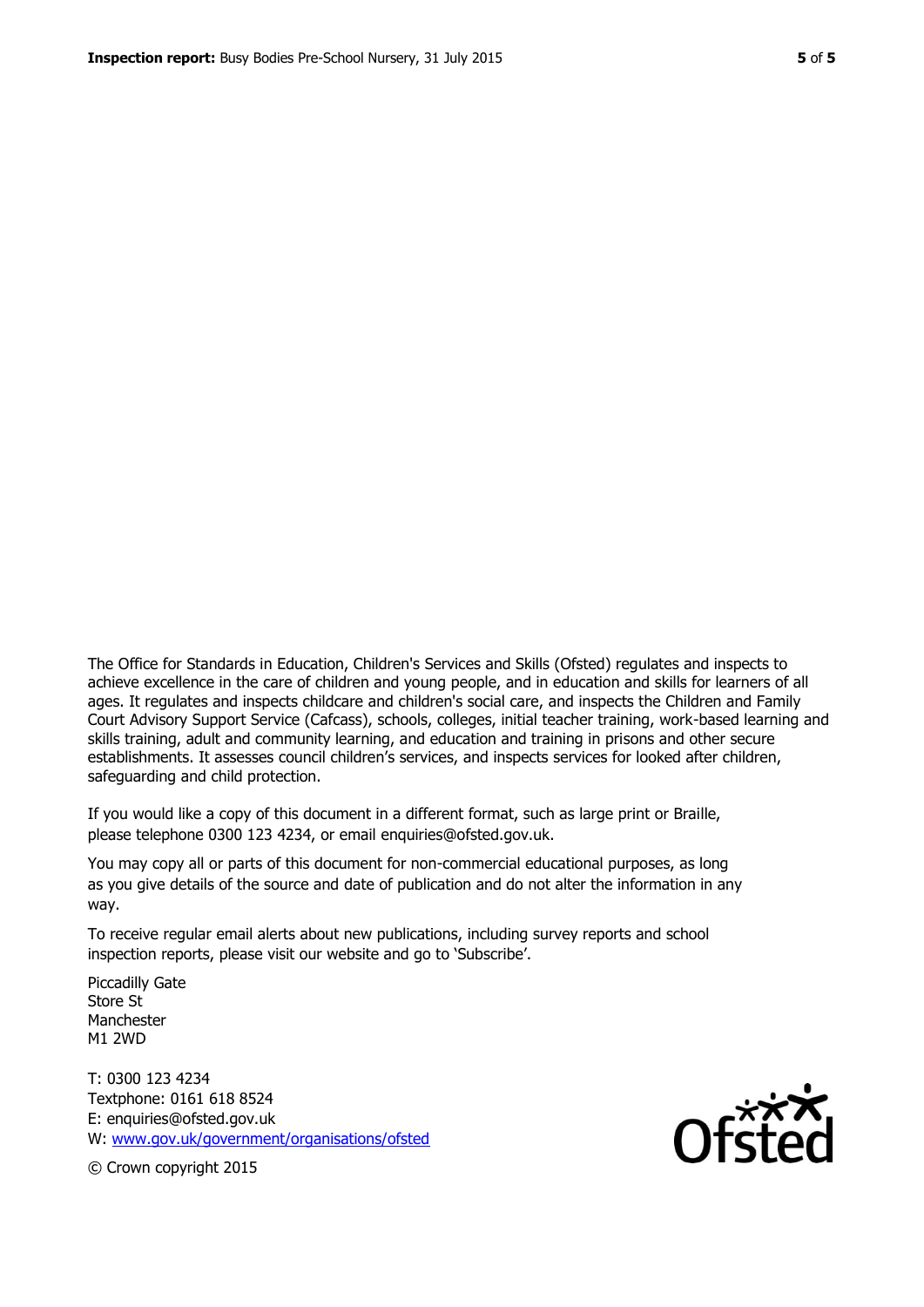The Office for Standards in Education, Children's Services and Skills (Ofsted) regulates and inspects to achieve excellence in the care of children and young people, and in education and skills for learners of all ages. It regulates and inspects childcare and children's social care, and inspects the Children and Family Court Advisory Support Service (Cafcass), schools, colleges, initial teacher training, work-based learning and skills training, adult and community learning, and education and training in prisons and other secure establishments. It assesses council children's services, and inspects services for looked after children, safeguarding and child protection.

If you would like a copy of this document in a different format, such as large print or Braille, please telephone 0300 123 4234, or email enquiries@ofsted.gov.uk.

You may copy all or parts of this document for non-commercial educational purposes, as long as you give details of the source and date of publication and do not alter the information in any way.

To receive regular email alerts about new publications, including survey reports and school inspection reports, please visit our website and go to 'Subscribe'.

Piccadilly Gate
Store St
Manchester
M1 2WD

T: 0300 123 4234
Textphone: 0161 618 8524
E: enquiries@ofsted.gov.uk
W: www.gov.uk/government/organisations/ofsted

© Crown copyright 2015